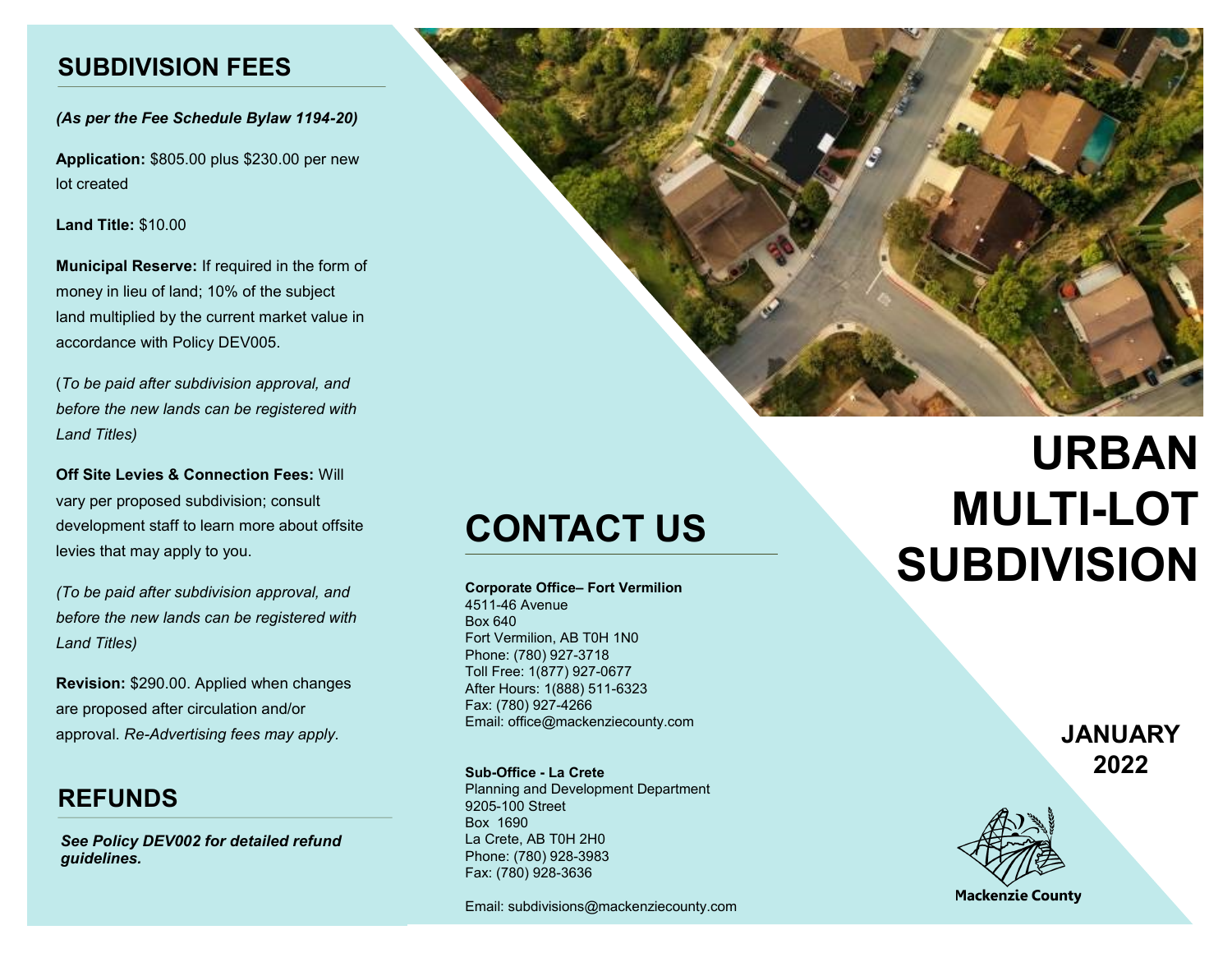## SUBDIVISION FEES

***(As per the Fee Schedule Bylaw 1194-20)***

**Application:** $805.00 plus $230.00 per new lot created

**Land Title:** $10.00

**Municipal Reserve:** If required in the form of money in lieu of land; 10% of the subject land multiplied by the current market value in accordance with Policy DEV005.

(*To be paid after subdivision approval, and before the new lands can be registered with Land Titles)*

**Off Site Levies & Connection Fees:** Will vary per proposed subdivision; consult development staff to learn more about offsite levies that may apply to you.

*(To be paid after subdivision approval, and before the new lands can be registered with Land Titles)*

**Revision:** $290.00. Applied when changes are proposed after circulation and/or approval. *Re-Advertising fees may apply*.

## REFUNDS

***See Policy DEV002 for detailed refund guidelines.***

## CONTACT US

**Corporate Office– Fort Vermilion**
4511-46 Avenue
Box 640
Fort Vermilion, AB T0H 1N0
Phone: (780) 927-3718
Toll Free: 1(877) 927-0677
After Hours: 1(888) 511-6323
Fax: (780) 927-4266
Email: office@mackenziecounty.com

**Sub-Office - La Crete**
Planning and Development Department
9205-100 Street
Box 1690
La Crete, AB T0H 2H0
Phone: (780) 928-3983
Fax: (780) 928-3636

Email: subdivisions@mackenziecounty.com

# URBAN MULTI-LOT SUBDIVISION

**JANUARY 2022**

Mackenzie County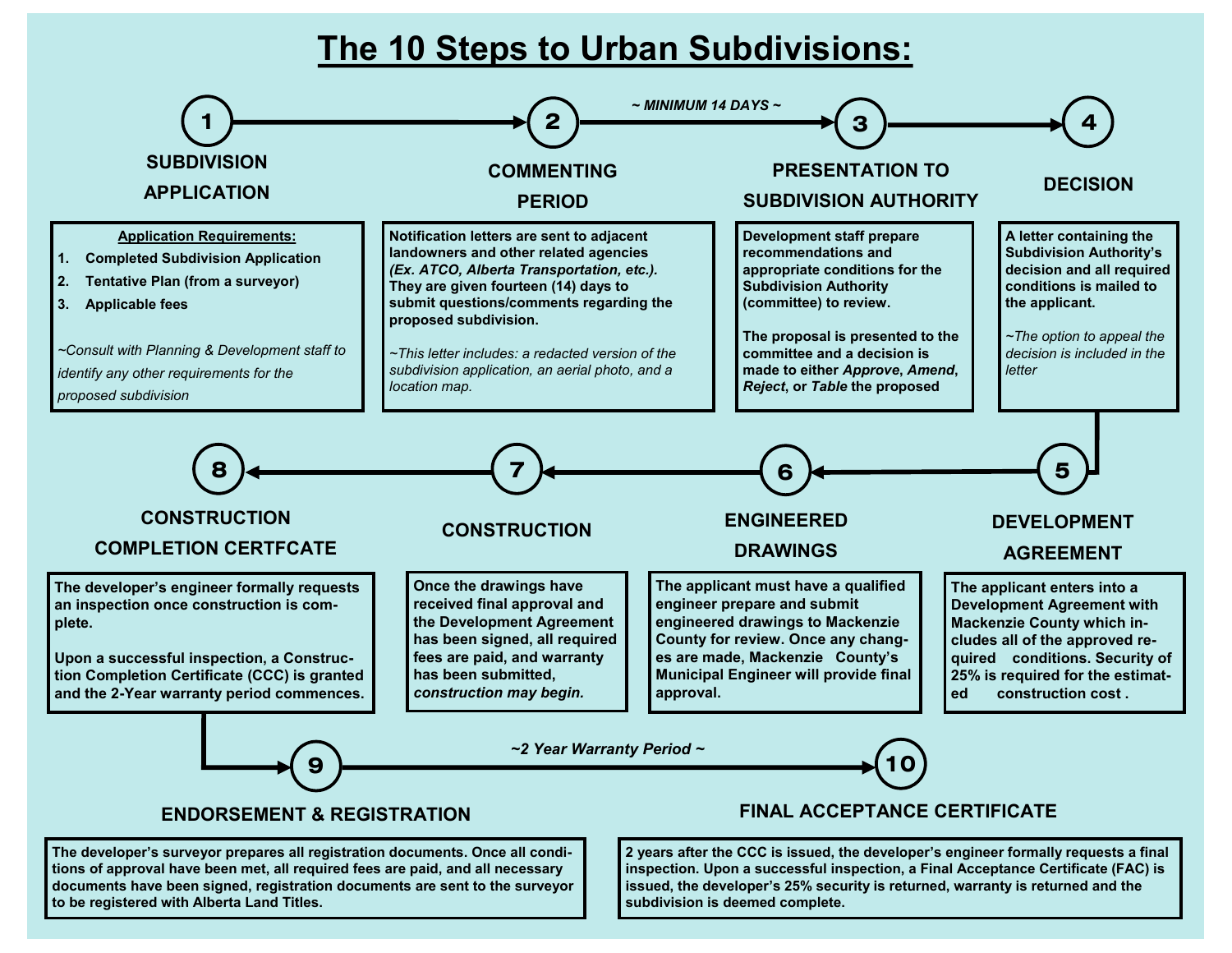# The 10 Steps to Urban Subdivisions:

## 1 SUBDIVISION APPLICATION

**Application Requirements:**

1. **Completed Subdivision Application**
2. **Tentative Plan (from a surveyor)**
3. **Applicable fees**

*~Consult with Planning & Development staff to identify any other requirements for the proposed subdivision*

## 2 COMMENTING PERIOD

*~ MINIMUM 14 DAYS ~*

**Notification letters are sent to adjacent landowners and other related agencies *(Ex. ATCO, Alberta Transportation, etc.)*. They are given fourteen (14) days to submit questions/comments regarding the proposed subdivision.**

*~This letter includes: a redacted version of the subdivision application, an aerial photo, and a location map.*

## 3 PRESENTATION TO SUBDIVISION AUTHORITY

**Development staff prepare recommendations and appropriate conditions for the Subdivision Authority (committee) to review.**

**The proposal is presented to the committee and a decision is made to either *Approve*, *Amend*, *Reject*, or *Table* the proposed**

## 4 DECISION

**A letter containing the Subdivision Authority's decision and all required conditions is mailed to the applicant.**

*~The option to appeal the decision is included in the letter*

## 5 DEVELOPMENT AGREEMENT

**The applicant enters into a Development Agreement with Mackenzie County which includes all of the approved required conditions. Security of 25% is required for the estimated construction cost .**

## 6 ENGINEERED DRAWINGS

**The applicant must have a qualified engineer prepare and submit engineered drawings to Mackenzie County for review. Once any changes are made, Mackenzie County's Municipal Engineer will provide final approval.**

## 7 CONSTRUCTION

**Once the drawings have received final approval and the Development Agreement has been signed, all required fees are paid, and warranty has been submitted, *construction may begin.***

## 8 CONSTRUCTION COMPLETION CERTFCATE

**The developer's engineer formally requests an inspection once construction is complete.**

**Upon a successful inspection, a Construction Completion Certificate (CCC) is granted and the 2-Year warranty period commences.**

## 9 ENDORSEMENT & REGISTRATION

**The developer's surveyor prepares all registration documents. Once all conditions of approval have been met, all required fees are paid, and all necessary documents have been signed, registration documents are sent to the surveyor to be registered with Alberta Land Titles.**

*~2 Year Warranty Period ~*

## 10 FINAL ACCEPTANCE CERTIFICATE

**2 years after the CCC is issued, the developer's engineer formally requests a final inspection. Upon a successful inspection, a Final Acceptance Certificate (FAC) is issued, the developer's 25% security is returned, warranty is returned and the subdivision is deemed complete.**